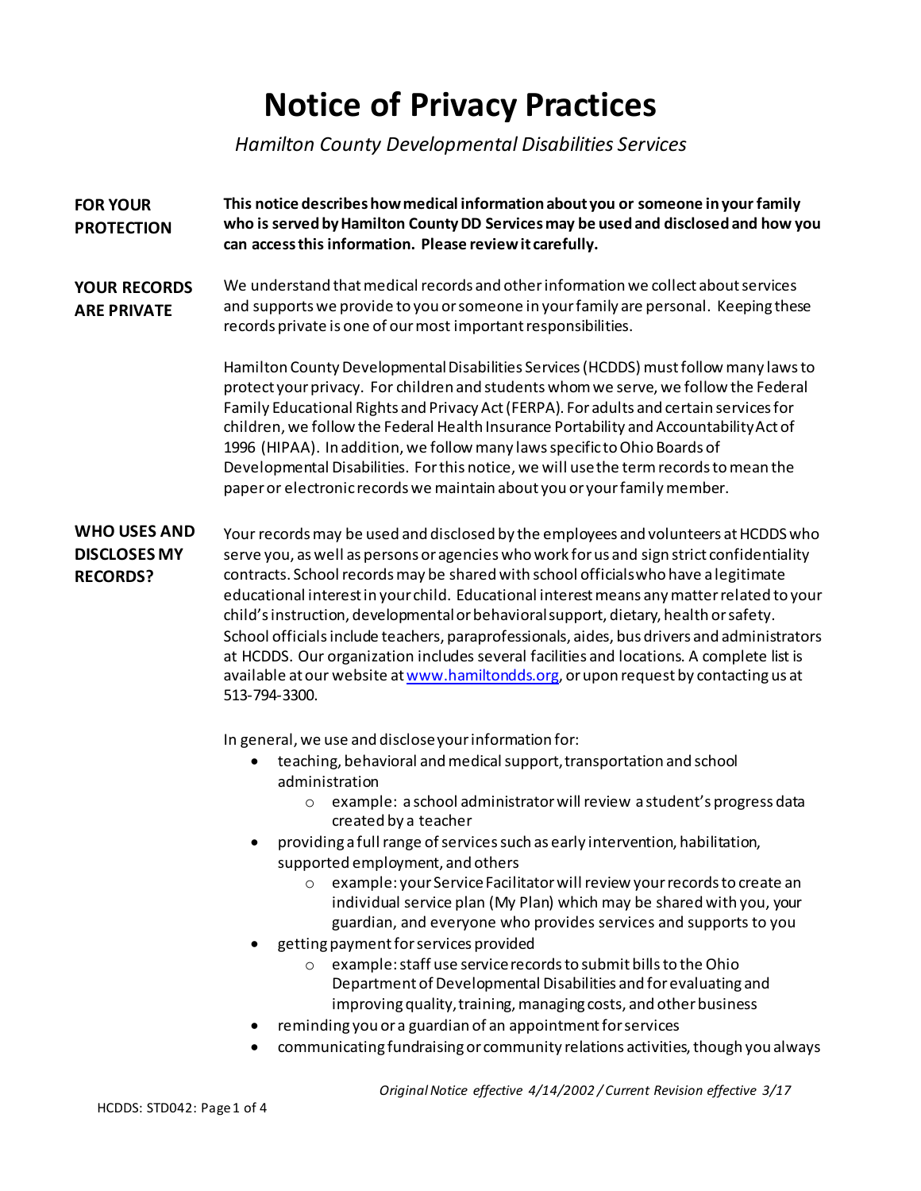# Notice of Privacy Practices

*Hamilton County Developmental Disabilities Services*

**FOR YOUR PROTECTION**

**This notice describes how medical information about you or someone in your family who is served by Hamilton County DD Services may be used and disclosed and how you can access this information. Please review it carefully.**

**YOUR RECORDS ARE PRIVATE**

We understand that medical records and other information we collect about services and supports we provide to you or someone in your family are personal. Keeping these records private is one of our most important responsibilities.

Hamilton County Developmental Disabilities Services (HCDDS) must follow many laws to protect your privacy. For children and students whom we serve, we follow the Federal Family Educational Rights and Privacy Act (FERPA). For adults and certain services for children, we follow the Federal Health Insurance Portability and Accountability Act of 1996 (HIPAA). In addition, we follow many laws specific to Ohio Boards of Developmental Disabilities. For this notice, we will use the term records to mean the paper or electronic records we maintain about you or your family member.

**WHO USES AND DISCLOSES MY RECORDS?**

Your records may be used and disclosed by the employees and volunteers at HCDDS who serve you, as well as persons or agencies who work for us and sign strict confidentiality contracts. School records may be shared with school officials who have a legitimate educational interest in your child. Educational interest means any matter related to your child's instruction, developmental or behavioral support, dietary, health or safety. School officials include teachers, paraprofessionals, aides, bus drivers and administrators at HCDDS. Our organization includes several facilities and locations. A complete list is available at our website at [www.hamiltondds.org](http://www.hamiltondds.org), or upon request by contacting us at 513-794-3300.

In general, we use and disclose your information for:

- teaching, behavioral and medical support, transportation and school administration
  - example: a school administrator will review a student's progress data created by a teacher
- providing a full range of services such as early intervention, habilitation, supported employment, and others
  - example: your Service Facilitator will review your records to create an individual service plan (My Plan) which may be shared with you, your guardian, and everyone who provides services and supports to you
- getting payment for services provided
  - example: staff use service records to submit bills to the Ohio Department of Developmental Disabilities and for evaluating and improving quality, training, managing costs, and other business
- reminding you or a guardian of an appointment for services
- communicating fundraising or community relations activities, though you always

*Original Notice effective 4/14/2002 / Current Revision effective 3/17*

HCDDS: STD042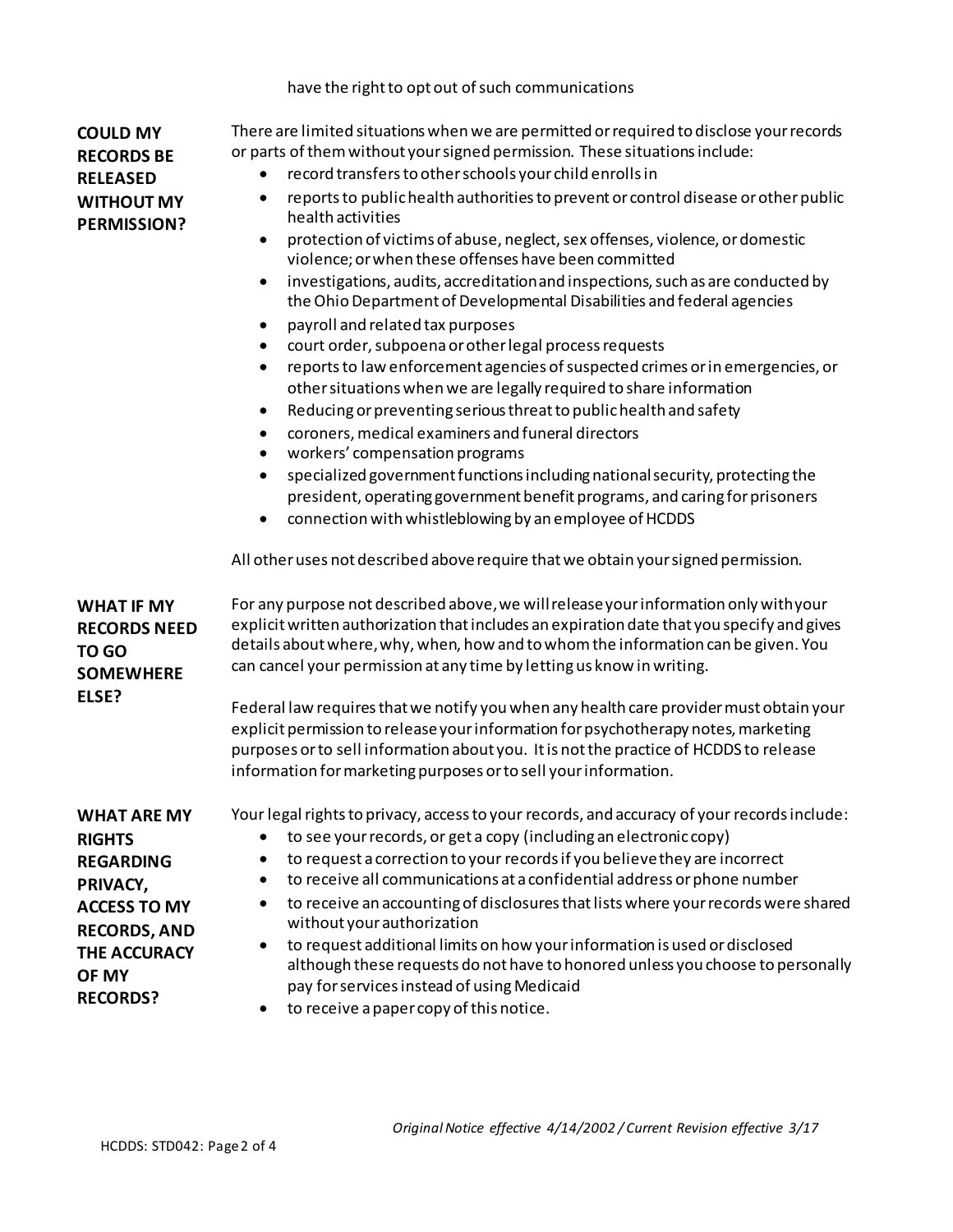have the right to opt out of such communications

## COULD MY RECORDS BE RELEASED WITHOUT MY PERMISSION?

There are limited situations when we are permitted or required to disclose your records or parts of them without your signed permission. These situations include:

- record transfers to other schools your child enrolls in
- reports to public health authorities to prevent or control disease or other public health activities
- protection of victims of abuse, neglect, sex offenses, violence, or domestic violence; or when these offenses have been committed
- investigations, audits, accreditation and inspections, such as are conducted by the Ohio Department of Developmental Disabilities and federal agencies
- payroll and related tax purposes
- court order, subpoena or other legal process requests
- reports to law enforcement agencies of suspected crimes or in emergencies, or other situations when we are legally required to share information
- Reducing or preventing serious threat to public health and safety
- coroners, medical examiners and funeral directors
- workers' compensation programs
- specialized government functions including national security, protecting the president, operating government benefit programs, and caring for prisoners
- connection with whistleblowing by an employee of HCDDS

All other uses not described above require that we obtain your signed permission.

## WHAT IF MY RECORDS NEED TO GO SOMEWHERE ELSE?

For any purpose not described above, we will release your information only with your explicit written authorization that includes an expiration date that you specify and gives details about where, why, when, how and to whom the information can be given. You can cancel your permission at any time by letting us know in writing.

Federal law requires that we notify you when any health care provider must obtain your explicit permission to release your information for psychotherapy notes, marketing purposes or to sell information about you. It is not the practice of HCDDS to release information for marketing purposes or to sell your information.

## WHAT ARE MY RIGHTS REGARDING PRIVACY, ACCESS TO MY RECORDS, AND THE ACCURACY OF MY RECORDS?

Your legal rights to privacy, access to your records, and accuracy of your records include:

- to see your records, or get a copy (including an electronic copy)
- to request a correction to your records if you believe they are incorrect
- to receive all communications at a confidential address or phone number
- to receive an accounting of disclosures that lists where your records were shared without your authorization
- to request additional limits on how your information is used or disclosed although these requests do not have to honored unless you choose to personally pay for services instead of using Medicaid
- to receive a paper copy of this notice.

*Original Notice effective 4/14/2002 / Current Revision effective 3/17*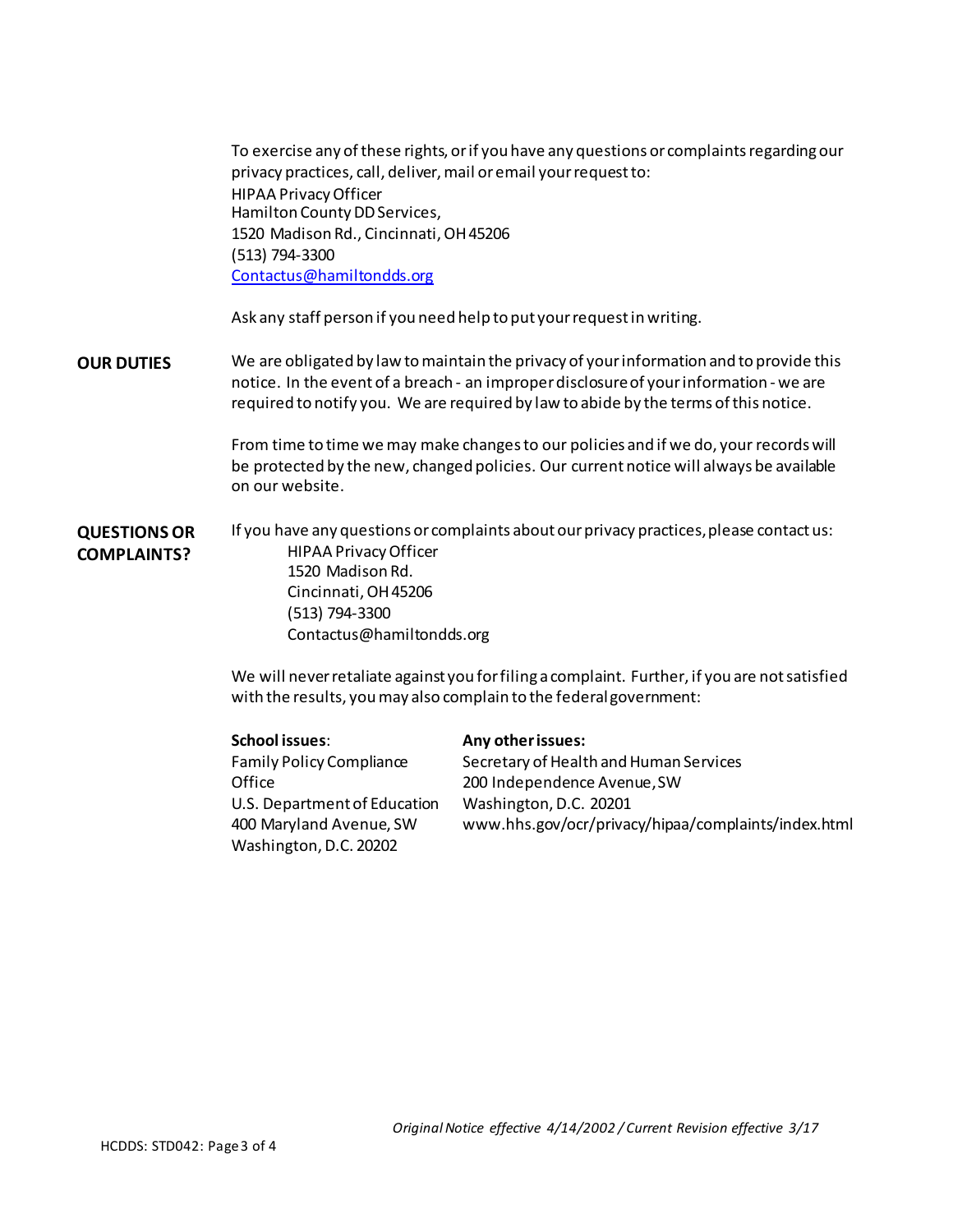To exercise any of these rights, or if you have any questions or complaints regarding our privacy practices, call, deliver, mail or email your request to:
HIPAA Privacy Officer
Hamilton County DD Services,
1520 Madison Rd., Cincinnati, OH 45206
(513) 794-3300
Contactus@hamiltondds.org

Ask any staff person if you need help to put your request in writing.

**OUR DUTIES**

We are obligated by law to maintain the privacy of your information and to provide this notice. In the event of a breach - an improper disclosure of your information - we are required to notify you. We are required by law to abide by the terms of this notice.

From time to time we may make changes to our policies and if we do, your records will be protected by the new, changed policies. Our current notice will always be available on our website.

**QUESTIONS OR COMPLAINTS?**

If you have any questions or complaints about our privacy practices, please contact us:

HIPAA Privacy Officer
1520 Madison Rd.
Cincinnati, OH 45206
(513) 794-3300
Contactus@hamiltondds.org

We will never retaliate against you for filing a complaint. Further, if you are not satisfied with the results, you may also complain to the federal government:

**School issues**:
Family Policy Compliance Office
U.S. Department of Education
400 Maryland Avenue, SW
Washington, D.C. 20202

**Any other issues:**
Secretary of Health and Human Services
200 Independence Avenue, SW
Washington, D.C. 20201
www.hhs.gov/ocr/privacy/hipaa/complaints/index.html

*Original Notice effective 4/14/2002 / Current Revision effective 3/17*

HCDDS: STD042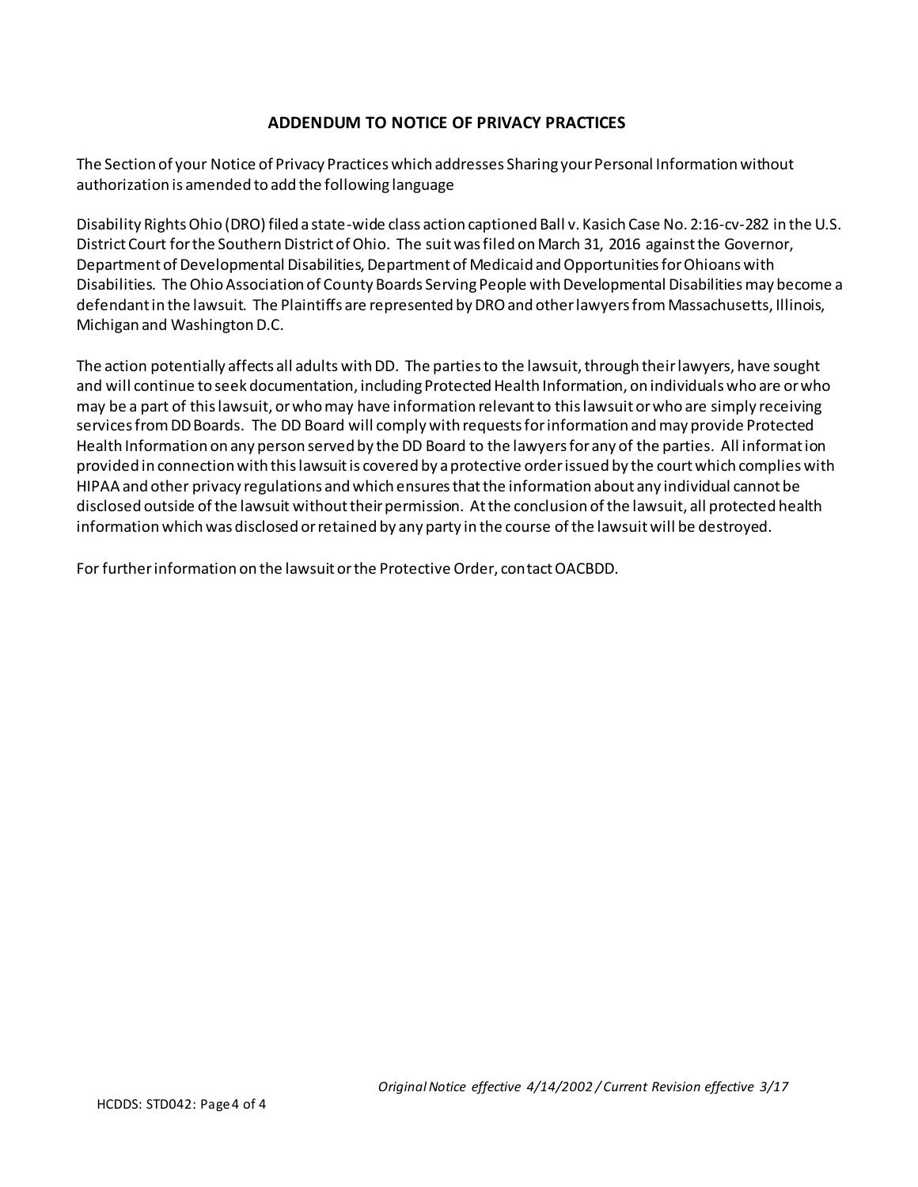## ADDENDUM TO NOTICE OF PRIVACY PRACTICES

The Section of your Notice of Privacy Practices which addresses Sharing your Personal Information without authorization is amended to add the following language

Disability Rights Ohio (DRO) filed a state-wide class action captioned Ball v. Kasich Case No. 2:16-cv-282 in the U.S. District Court for the Southern District of Ohio. The suit was filed on March 31, 2016 against the Governor, Department of Developmental Disabilities, Department of Medicaid and Opportunities for Ohioans with Disabilities. The Ohio Association of County Boards Serving People with Developmental Disabilities may become a defendant in the lawsuit. The Plaintiffs are represented by DRO and other lawyers from Massachusetts, Illinois, Michigan and Washington D.C.

The action potentially affects all adults with DD. The parties to the lawsuit, through their lawyers, have sought and will continue to seek documentation, including Protected Health Information, on individuals who are or who may be a part of this lawsuit, or who may have information relevant to this lawsuit or who are simply receiving services from DD Boards. The DD Board will comply with requests for information and may provide Protected Health Information on any person served by the DD Board to the lawyers for any of the parties. All information provided in connection with this lawsuit is covered by a protective order issued by the court which complies with HIPAA and other privacy regulations and which ensures that the information about any individual cannot be disclosed outside of the lawsuit without their permission. At the conclusion of the lawsuit, all protected health information which was disclosed or retained by any party in the course of the lawsuit will be destroyed.

For further information on the lawsuit or the Protective Order, contact OACBDD.

*Original Notice effective 4/14/2002 / Current Revision effective 3/17*

HCDDS: STD042